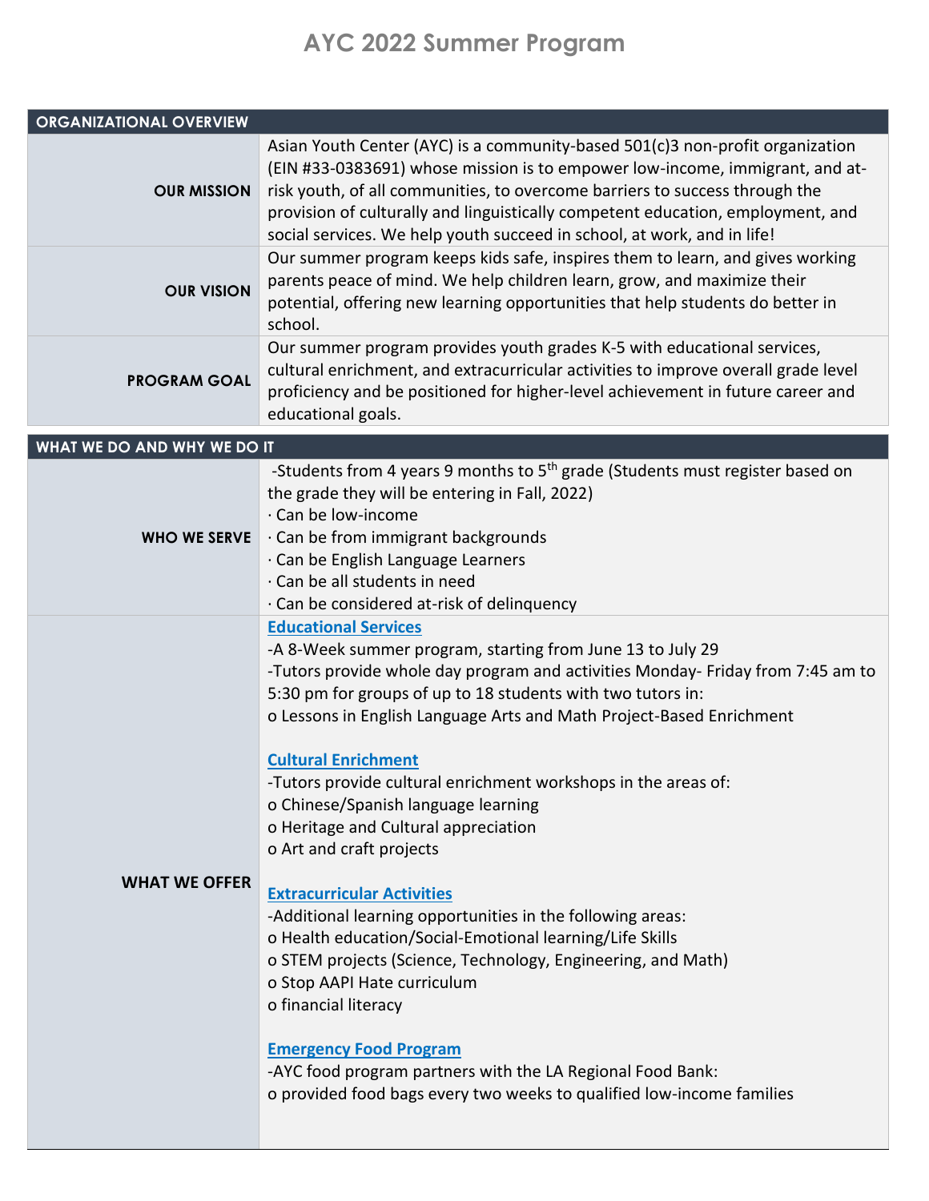# AYC 2022 Summer Program

| ORGANIZATIONAL OVERVIEW | |
|---|---|
| **OUR MISSION** | Asian Youth Center (AYC) is a community-based 501(c)3 non-profit organization (EIN #33-0383691) whose mission is to empower low-income, immigrant, and at-risk youth, of all communities, to overcome barriers to success through the provision of culturally and linguistically competent education, employment, and social services. We help youth succeed in school, at work, and in life! |
| **OUR VISION** | Our summer program keeps kids safe, inspires them to learn, and gives working parents peace of mind. We help children learn, grow, and maximize their potential, offering new learning opportunities that help students do better in school. |
| **PROGRAM GOAL** | Our summer program provides youth grades K-5 with educational services, cultural enrichment, and extracurricular activities to improve overall grade level proficiency and be positioned for higher-level achievement in future career and educational goals. |

| WHAT WE DO AND WHY WE DO IT | |
|---|---|
| **WHO WE SERVE** | -Students from 4 years 9 months to 5th grade (Students must register based on the grade they will be entering in Fall, 2022)<br>· Can be low-income<br>· Can be from immigrant backgrounds<br>· Can be English Language Learners<br>· Can be all students in need<br>· Can be considered at-risk of delinquency |
| **WHAT WE OFFER** | **Educational Services**<br>-A 8-Week summer program, starting from June 13 to July 29<br>-Tutors provide whole day program and activities Monday- Friday from 7:45 am to 5:30 pm for groups of up to 18 students with two tutors in:<br>o Lessons in English Language Arts and Math Project-Based Enrichment<br><br>**Cultural Enrichment**<br>-Tutors provide cultural enrichment workshops in the areas of:<br>o Chinese/Spanish language learning<br>o Heritage and Cultural appreciation<br>o Art and craft projects<br><br>**Extracurricular Activities**<br>-Additional learning opportunities in the following areas:<br>o Health education/Social-Emotional learning/Life Skills<br>o STEM projects (Science, Technology, Engineering, and Math)<br>o Stop AAPI Hate curriculum<br>o financial literacy<br><br>**Emergency Food Program**<br>-AYC food program partners with the LA Regional Food Bank:<br>o provided food bags every two weeks to qualified low-income families |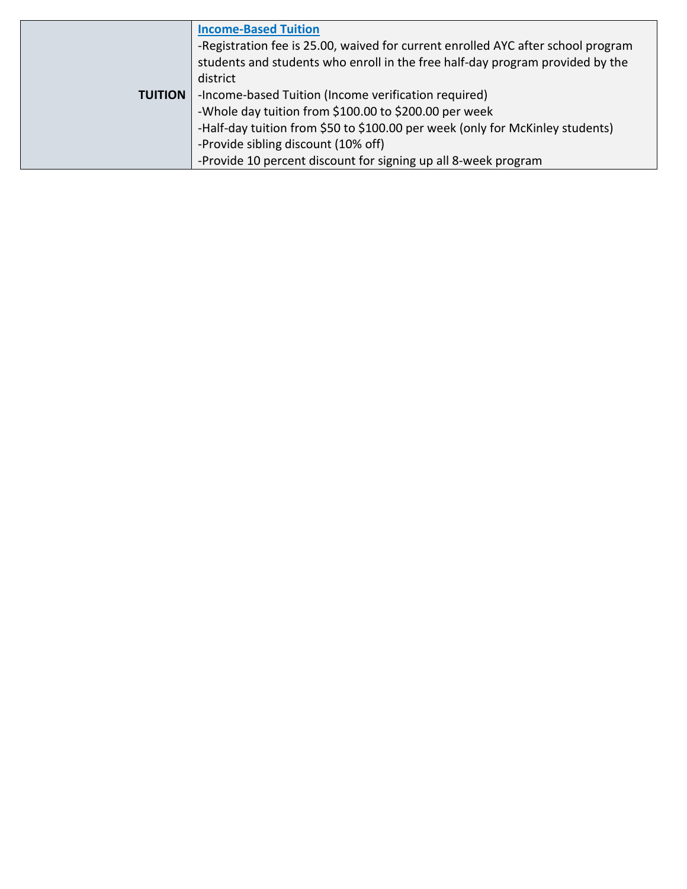| | |
|---|---|
| **TUITION** | **Income-Based Tuition**<br>-Registration fee is 25.00, waived for current enrolled AYC after school program students and students who enroll in the free half-day program provided by the district<br>-Income-based Tuition (Income verification required)<br>-Whole day tuition from $100.00 to $200.00 per week<br>-Half-day tuition from $50 to $100.00 per week (only for McKinley students)<br>-Provide sibling discount (10% off)<br>-Provide 10 percent discount for signing up all 8-week program |